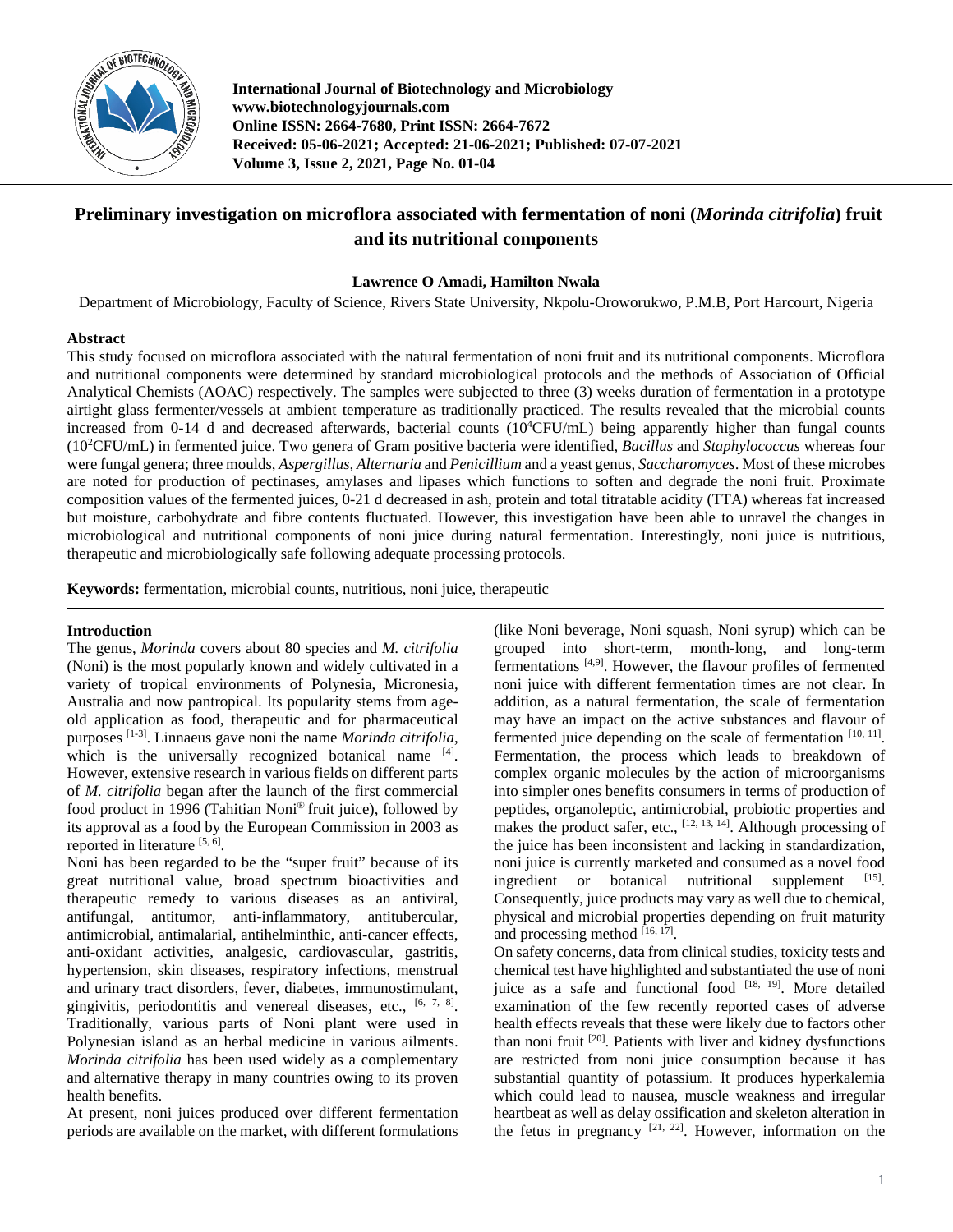# Preliminary investigation on microflora associated with fermentation of noni (*Morinda citrifolia*) fruit and its nutritional components

**Lawrence O Amadi, Hamilton Nwala**

Department of Microbiology, Faculty of Science, Rivers State University, Nkpolu-Oroworukwo, P.M.B, Port Harcourt, Nigeria

## Abstract

This study focused on microflora associated with the natural fermentation of noni fruit and its nutritional components. Microflora and nutritional components were determined by standard microbiological protocols and the methods of Association of Official Analytical Chemists (AOAC) respectively. The samples were subjected to three (3) weeks duration of fermentation in a prototype airtight glass fermenter/vessels at ambient temperature as traditionally practiced. The results revealed that the microbial counts increased from 0-14 d and decreased afterwards, bacterial counts ($10^4$CFU/mL) being apparently higher than fungal counts ($10^2$CFU/mL) in fermented juice. Two genera of Gram positive bacteria were identified, *Bacillus* and *Staphylococcus* whereas four were fungal genera; three moulds, *Aspergillus, Alternaria* and *Penicillium* and a yeast genus, *Saccharomyces*. Most of these microbes are noted for production of pectinases, amylases and lipases which functions to soften and degrade the noni fruit. Proximate composition values of the fermented juices, 0-21 d decreased in ash, protein and total titratable acidity (TTA) whereas fat increased but moisture, carbohydrate and fibre contents fluctuated. However, this investigation have been able to unravel the changes in microbiological and nutritional components of noni juice during natural fermentation. Interestingly, noni juice is nutritious, therapeutic and microbiologically safe following adequate processing protocols.

**Keywords:** fermentation, microbial counts, nutritious, noni juice, therapeutic

## Introduction

The genus, *Morinda* covers about 80 species and *M. citrifolia* (Noni) is the most popularly known and widely cultivated in a variety of tropical environments of Polynesia, Micronesia, Australia and now pantropical. Its popularity stems from age-old application as food, therapeutic and for pharmaceutical purposes [1-3]. Linnaeus gave noni the name *Morinda citrifolia*, which is the universally recognized botanical name [4]. However, extensive research in various fields on different parts of *M. citrifolia* began after the launch of the first commercial food product in 1996 (Tahitian Noni® fruit juice), followed by its approval as a food by the European Commission in 2003 as reported in literature [5, 6].

Noni has been regarded to be the "super fruit" because of its great nutritional value, broad spectrum bioactivities and therapeutic remedy to various diseases as an antiviral, antifungal, antitumor, anti-inflammatory, antitubercular, antimicrobial, antimalarial, antihelminthic, anti-cancer effects, anti-oxidant activities, analgesic, cardiovascular, gastritis, hypertension, skin diseases, respiratory infections, menstrual and urinary tract disorders, fever, diabetes, immunostimulant, gingivitis, periodontitis and venereal diseases, etc., [6, 7, 8]. Traditionally, various parts of Noni plant were used in Polynesian island as an herbal medicine in various ailments. *Morinda citrifolia* has been used widely as a complementary and alternative therapy in many countries owing to its proven health benefits.

At present, noni juices produced over different fermentation periods are available on the market, with different formulations (like Noni beverage, Noni squash, Noni syrup) which can be grouped into short-term, month-long, and long-term fermentations [4,9]. However, the flavour profiles of fermented noni juice with different fermentation times are not clear. In addition, as a natural fermentation, the scale of fermentation may have an impact on the active substances and flavour of fermented juice depending on the scale of fermentation [10, 11]. Fermentation, the process which leads to breakdown of complex organic molecules by the action of microorganisms into simpler ones benefits consumers in terms of production of peptides, organoleptic, antimicrobial, probiotic properties and makes the product safer, etc., [12, 13, 14]. Although processing of the juice has been inconsistent and lacking in standardization, noni juice is currently marketed and consumed as a novel food ingredient or botanical nutritional supplement [15]. Consequently, juice products may vary as well due to chemical, physical and microbial properties depending on fruit maturity and processing method [16, 17].

On safety concerns, data from clinical studies, toxicity tests and chemical test have highlighted and substantiated the use of noni juice as a safe and functional food [18, 19]. More detailed examination of the few recently reported cases of adverse health effects reveals that these were likely due to factors other than noni fruit [20]. Patients with liver and kidney dysfunctions are restricted from noni juice consumption because it has substantial quantity of potassium. It produces hyperkalemia which could lead to nausea, muscle weakness and irregular heartbeat as well as delay ossification and skeleton alteration in the fetus in pregnancy [21, 22]. However, information on the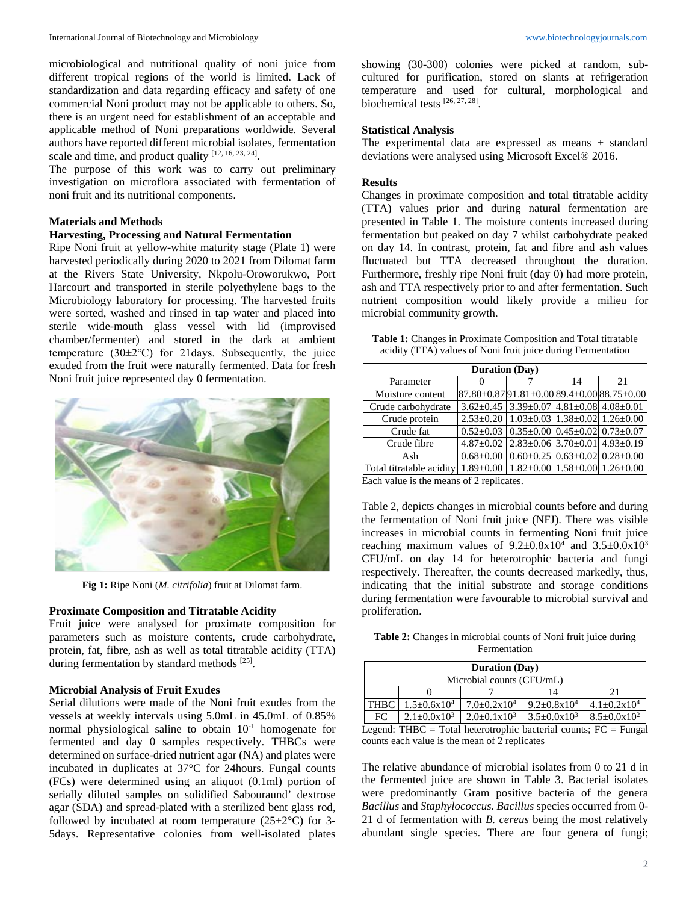microbiological and nutritional quality of noni juice from different tropical regions of the world is limited. Lack of standardization and data regarding efficacy and safety of one commercial Noni product may not be applicable to others. So, there is an urgent need for establishment of an acceptable and applicable method of Noni preparations worldwide. Several authors have reported different microbial isolates, fermentation scale and time, and product quality [12, 16, 23, 24].

The purpose of this work was to carry out preliminary investigation on microflora associated with fermentation of noni fruit and its nutritional components.

## Materials and Methods

### Harvesting, Processing and Natural Fermentation

Ripe Noni fruit at yellow-white maturity stage (Plate 1) were harvested periodically during 2020 to 2021 from Dilomat farm at the Rivers State University, Nkpolu-Oroworukwo, Port Harcourt and transported in sterile polyethylene bags to the Microbiology laboratory for processing. The harvested fruits were sorted, washed and rinsed in tap water and placed into sterile wide-mouth glass vessel with lid (improvised chamber/fermenter) and stored in the dark at ambient temperature (30±2℃) for 21days. Subsequently, the juice exuded from the fruit were naturally fermented. Data for fresh Noni fruit juice represented day 0 fermentation.

**Fig 1:** Ripe Noni (*M. citrifolia*) fruit at Dilomat farm.

### Proximate Composition and Titratable Acidity

Fruit juice were analysed for proximate composition for parameters such as moisture contents, crude carbohydrate, protein, fat, fibre, ash as well as total titratable acidity (TTA) during fermentation by standard methods [25].

### Microbial Analysis of Fruit Exudes

Serial dilutions were made of the Noni fruit exudes from the vessels at weekly intervals using 5.0mL in 45.0mL of 0.85% normal physiological saline to obtain $10^{-1}$ homogenate for fermented and day 0 samples respectively. THBCs were determined on surface-dried nutrient agar (NA) and plates were incubated in duplicates at 37°C for 24hours. Fungal counts (FCs) were determined using an aliquot (0.1ml) portion of serially diluted samples on solidified Sabouraund' dextrose agar (SDA) and spread-plated with a sterilized bent glass rod, followed by incubated at room temperature (25±2°C) for 3-5days. Representative colonies from well-isolated plates showing (30-300) colonies were picked at random, sub-cultured for purification, stored on slants at refrigeration temperature and used for cultural, morphological and biochemical tests [26, 27, 28].

### Statistical Analysis

The experimental data are expressed as means ± standard deviations were analysed using Microsoft Excel® 2016.

## Results

Changes in proximate composition and total titratable acidity (TTA) values prior and during natural fermentation are presented in Table 1. The moisture contents increased during fermentation but peaked on day 7 whilst carbohydrate peaked on day 14. In contrast, protein, fat and fibre and ash values fluctuated but TTA decreased throughout the duration. Furthermore, freshly ripe Noni fruit (day 0) had more protein, ash and TTA respectively prior to and after fermentation. Such nutrient composition would likely provide a milieu for microbial community growth.

**Table 1:** Changes in Proximate Composition and Total titratable acidity (TTA) values of Noni fruit juice during Fermentation

| Parameter | Duration (Day) 0 | 7 | 14 | 21 |
|---|---|---|---|---|
| Moisture content | 87.80±0.87 | 91.81±0.00 | 89.4±0.00 | 88.75±0.00 |
| Crude carbohydrate | 3.62±0.45 | 3.39±0.07 | 4.81±0.08 | 4.08±0.01 |
| Crude protein | 2.53±0.20 | 1.03±0.03 | 1.38±0.02 | 1.26±0.00 |
| Crude fat | 0.52±0.03 | 0.35±0.00 | 0.45±0.02 | 0.73±0.07 |
| Crude fibre | 4.87±0.02 | 2.83±0.06 | 3.70±0.01 | 4.93±0.19 |
| Ash | 0.68±0.00 | 0.60±0.25 | 0.63±0.02 | 0.28±0.00 |
| Total titratable acidity | 1.89±0.00 | 1.82±0.00 | 1.58±0.00 | 1.26±0.00 |

Each value is the means of 2 replicates.

Table 2, depicts changes in microbial counts before and during the fermentation of Noni fruit juice (NFJ). There was visible increases in microbial counts in fermenting Noni fruit juice reaching maximum values of $9.2±0.8x10^4$ and $3.5±0.0x10^3$ CFU/mL on day 14 for heterotrophic bacteria and fungi respectively. Thereafter, the counts decreased markedly, thus, indicating that the initial substrate and storage conditions during fermentation were favourable to microbial survival and proliferation.

**Table 2:** Changes in microbial counts of Noni fruit juice during Fermentation

| | Duration (Day) Microbial counts (CFU/mL) 0 | 7 | 14 | 21 |
|---|---|---|---|---|
| THBC | $1.5±0.6x10^4$ | $7.0±0.2x10^4$ | $9.2±0.8x10^4$ | $4.1±0.2x10^4$ |
| FC | $2.1±0.0x10^3$ | $2.0±0.1x10^3$ | $3.5±0.0x10^3$ | $8.5±0.0x10^2$ |

Legend: THBC = Total heterotrophic bacterial counts; FC = Fungal counts each value is the mean of 2 replicates

The relative abundance of microbial isolates from 0 to 21 d in the fermented juice are shown in Table 3. Bacterial isolates were predominantly Gram positive bacteria of the genera *Bacillus* and *Staphylococcus. Bacillus* species occurred from 0-21 d of fermentation with *B. cereus* being the most relatively abundant single species. There are four genera of fungi;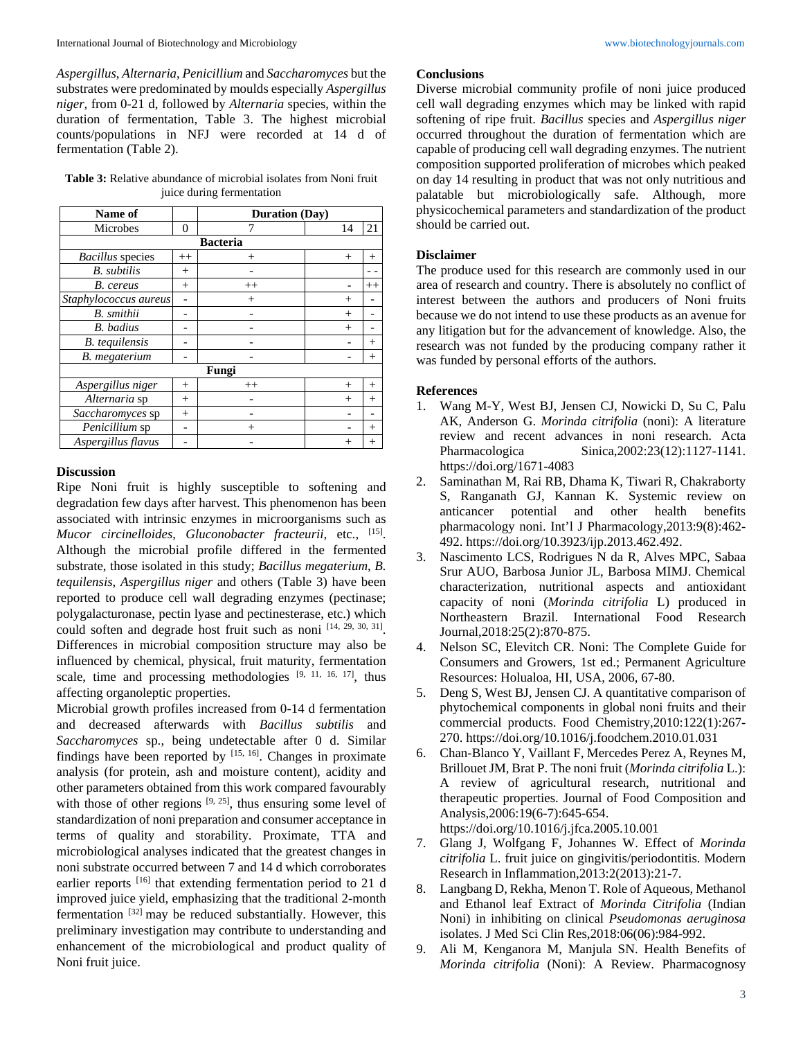*Aspergillus*, *Alternaria*, *Penicillium* and *Saccharomyces* but the substrates were predominated by moulds especially *Aspergillus niger*, from 0-21 d, followed by *Alternaria* species, within the duration of fermentation, Table 3. The highest microbial counts/populations in NFJ were recorded at 14 d of fermentation (Table 2).

**Table 3:** Relative abundance of microbial isolates from Noni fruit juice during fermentation

| Name of Microbes | Duration (Day) | | | |
|---|---|---|---|---|
| | 0 | 7 | 14 | 21 |
| **Bacteria** | | | | |
| *Bacillus* species | ++ | + | + | + |
| *B. subtilis* | + | - | | - - |
| *B. cereus* | + | ++ | - | ++ |
| *Staphylococcus aureus* | - | + | + | - |
| *B. smithii* | - | - | + | - |
| *B. badius* | - | - | + | - |
| *B. tequilensis* | - | - | - | + |
| *B. megaterium* | - | - | - | + |
| **Fungi** | | | | |
| *Aspergillus niger* | + | ++ | + | + |
| *Alternaria* sp | + | - | + | + |
| *Saccharomyces* sp | + | - | - | - |
| *Penicillium* sp | - | + | - | + |
| *Aspergillus flavus* | - | - | + | + |

## Discussion

Ripe Noni fruit is highly susceptible to softening and degradation few days after harvest. This phenomenon has been associated with intrinsic enzymes in microorganisms such as *Mucor circinelloides*, *Gluconobacter fracteurii*, etc., [15]. Although the microbial profile differed in the fermented substrate, those isolated in this study; *Bacillus megaterium*, *B. tequilensis*, *Aspergillus niger* and others (Table 3) have been reported to produce cell wall degrading enzymes (pectinase; polygalacturonase, pectin lyase and pectinesterase, etc.) which could soften and degrade host fruit such as noni [14, 29, 30, 31]. Differences in microbial composition structure may also be influenced by chemical, physical, fruit maturity, fermentation scale, time and processing methodologies [9, 11, 16, 17], thus affecting organoleptic properties.

Microbial growth profiles increased from 0-14 d fermentation and decreased afterwards with *Bacillus subtilis* and *Saccharomyces* sp., being undetectable after 0 d. Similar findings have been reported by [15, 16]. Changes in proximate analysis (for protein, ash and moisture content), acidity and other parameters obtained from this work compared favourably with those of other regions [9, 25], thus ensuring some level of standardization of noni preparation and consumer acceptance in terms of quality and storability. Proximate, TTA and microbiological analyses indicated that the greatest changes in noni substrate occurred between 7 and 14 d which corroborates earlier reports [16] that extending fermentation period to 21 d improved juice yield, emphasizing that the traditional 2-month fermentation [32] may be reduced substantially. However, this preliminary investigation may contribute to understanding and enhancement of the microbiological and product quality of Noni fruit juice.

## Conclusions

Diverse microbial community profile of noni juice produced cell wall degrading enzymes which may be linked with rapid softening of ripe fruit. *Bacillus* species and *Aspergillus niger* occurred throughout the duration of fermentation which are capable of producing cell wall degrading enzymes. The nutrient composition supported proliferation of microbes which peaked on day 14 resulting in product that was not only nutritious and palatable but microbiologically safe. Although, more physicochemical parameters and standardization of the product should be carried out.

## Disclaimer

The produce used for this research are commonly used in our area of research and country. There is absolutely no conflict of interest between the authors and producers of Noni fruits because we do not intend to use these products as an avenue for any litigation but for the advancement of knowledge. Also, the research was not funded by the producing company rather it was funded by personal efforts of the authors.

## References

1. Wang M-Y, West BJ, Jensen CJ, Nowicki D, Su C, Palu AK, Anderson G. *Morinda citrifolia* (noni): A literature review and recent advances in noni research. Acta Pharmacologica Sinica,2002:23(12):1127-1141. https://doi.org/1671-4083
2. Saminathan M, Rai RB, Dhama K, Tiwari R, Chakraborty S, Ranganath GJ, Kannan K. Systemic review on anticancer potential and other health benefits pharmacology noni. Int'l J Pharmacology,2013:9(8):462-492. https://doi.org/10.3923/ijp.2013.462.492.
3. Nascimento LCS, Rodrigues N da R, Alves MPC, Sabaa Srur AUO, Barbosa Junior JL, Barbosa MIMJ. Chemical characterization, nutritional aspects and antioxidant capacity of noni (*Morinda citrifolia* L) produced in Northeastern Brazil. International Food Research Journal,2018:25(2):870-875.
4. Nelson SC, Elevitch CR. Noni: The Complete Guide for Consumers and Growers, 1st ed.; Permanent Agriculture Resources: Holualoa, HI, USA, 2006, 67-80.
5. Deng S, West BJ, Jensen CJ. A quantitative comparison of phytochemical components in global noni fruits and their commercial products. Food Chemistry,2010:122(1):267-270. https://doi.org/10.1016/j.foodchem.2010.01.031
6. Chan-Blanco Y, Vaillant F, Mercedes Perez A, Reynes M, Brillouet JM, Brat P. The noni fruit (*Morinda citrifolia* L.): A review of agricultural research, nutritional and therapeutic properties. Journal of Food Composition and Analysis,2006:19(6-7):645-654. https://doi.org/10.1016/j.jfca.2005.10.001
7. Glang J, Wolfgang F, Johannes W. Effect of *Morinda citrifolia* L. fruit juice on gingivitis/periodontitis. Modern Research in Inflammation,2013:2(2013):21-7.
8. Langbang D, Rekha, Menon T. Role of Aqueous, Methanol and Ethanol leaf Extract of *Morinda Citrifolia* (Indian Noni) in inhibiting on clinical *Pseudomonas aeruginosa* isolates. J Med Sci Clin Res,2018:06(06):984-992.
9. Ali M, Kenganora M, Manjula SN. Health Benefits of *Morinda citrifolia* (Noni): A Review. Pharmacognosy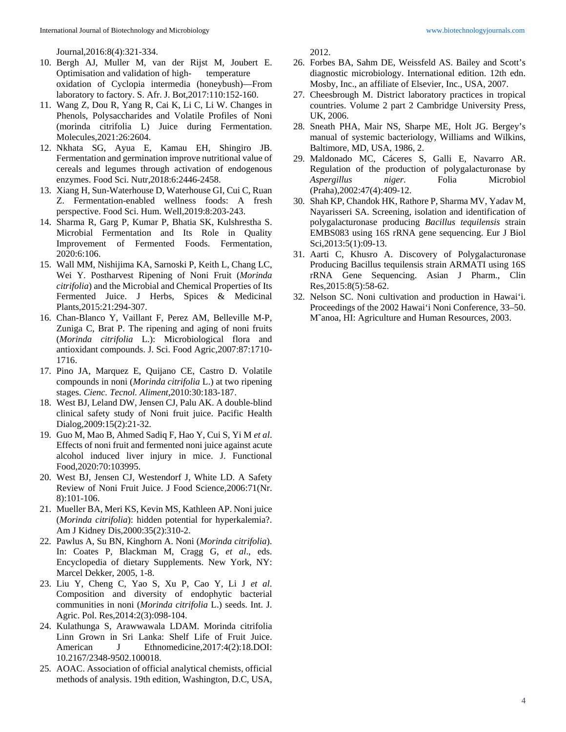Journal,2016:8(4):321-334.

10. Bergh AJ, Muller M, van der Rijst M, Joubert E. Optimisation and validation of high- temperature oxidation of Cyclopia intermedia (honeybush)—From laboratory to factory. S. Afr. J. Bot,2017:110:152-160.
11. Wang Z, Dou R, Yang R, Cai K, Li C, Li W. Changes in Phenols, Polysaccharides and Volatile Profiles of Noni (morinda citrifolia L) Juice during Fermentation. Molecules,2021:26:2604.
12. Nkhata SG, Ayua E, Kamau EH, Shingiro JB. Fermentation and germination improve nutritional value of cereals and legumes through activation of endogenous enzymes. Food Sci. Nutr,2018:6:2446-2458.
13. Xiang H, Sun-Waterhouse D, Waterhouse GI, Cui C, Ruan Z. Fermentation-enabled wellness foods: A fresh perspective. Food Sci. Hum. Well,2019:8:203-243.
14. Sharma R, Garg P, Kumar P, Bhatia SK, Kulshrestha S. Microbial Fermentation and Its Role in Quality Improvement of Fermented Foods. Fermentation, 2020:6:106.
15. Wall MM, Nishijima KA, Sarnoski P, Keith L, Chang LC, Wei Y. Postharvest Ripening of Noni Fruit (*Morinda citrifolia*) and the Microbial and Chemical Properties of Its Fermented Juice. J Herbs, Spices & Medicinal Plants,2015:21:294-307.
16. Chan-Blanco Y, Vaillant F, Perez AM, Belleville M-P, Zuniga C, Brat P. The ripening and aging of noni fruits (*Morinda citrifolia* L.): Microbiological flora and antioxidant compounds. J. Sci. Food Agric,2007:87:1710-1716.
17. Pino JA, Marquez E, Quijano CE, Castro D. Volatile compounds in noni (*Morinda citrifolia* L.) at two ripening stages. *Cienc. Tecnol. Aliment*,2010:30:183-187.
18. West BJ, Leland DW, Jensen CJ, Palu AK. A double-blind clinical safety study of Noni fruit juice. Pacific Health Dialog,2009:15(2):21-32.
19. Guo M, Mao B, Ahmed Sadiq F, Hao Y, Cui S, Yi M *et al*. Effects of noni fruit and fermented noni juice against acute alcohol induced liver injury in mice. J. Functional Food,2020:70:103995.
20. West BJ, Jensen CJ, Westendorf J, White LD. A Safety Review of Noni Fruit Juice. J Food Science,2006:71(Nr. 8):101-106.
21. Mueller BA, Meri KS, Kevin MS, Kathleen AP. Noni juice (*Morinda citrifolia*): hidden potential for hyperkalemia?. Am J Kidney Dis,2000:35(2):310-2.
22. Pawlus A, Su BN, Kinghorn A. Noni (*Morinda citrifolia*). In: Coates P, Blackman M, Cragg G, *et al*., eds. Encyclopedia of dietary Supplements. New York, NY: Marcel Dekker, 2005, 1-8.
23. Liu Y, Cheng C, Yao S, Xu P, Cao Y, Li J *et al*. Composition and diversity of endophytic bacterial communities in noni (*Morinda citrifolia* L.) seeds. Int. J. Agric. Pol. Res,2014:2(3):098-104.
24. Kulathunga S, Arawwawala LDAM. Morinda citrifolia Linn Grown in Sri Lanka: Shelf Life of Fruit Juice. American J Ethnomedicine,2017:4(2):18.DOI: 10.2167/2348-9502.100018.
25. AOAC. Association of official analytical chemists, official methods of analysis. 19th edition, Washington, D.C, USA, 2012.
26. Forbes BA, Sahm DE, Weissfeld AS. Bailey and Scott's diagnostic microbiology. International edition. 12th edn. Mosby, Inc., an affiliate of Elsevier, Inc., USA, 2007.
27. Cheesbrough M. District laboratory practices in tropical countries. Volume 2 part 2 Cambridge University Press, UK, 2006.
28. Sneath PHA, Mair NS, Sharpe ME, Holt JG. Bergey's manual of systemic bacteriology, Williams and Wilkins, Baltimore, MD, USA, 1986, 2.
29. Maldonado MC, Cáceres S, Galli E, Navarro AR. Regulation of the production of polygalacturonase by *Aspergillus niger*. Folia Microbiol (Praha),2002:47(4):409-12.
30. Shah KP, Chandok HK, Rathore P, Sharma MV, Yadav M, Nayarisseri SA. Screening, isolation and identification of polygalacturonase producing *Bacillus tequilensis* strain EMBS083 using 16S rRNA gene sequencing. Eur J Biol Sci,2013:5(1):09-13.
31. Aarti C, Khusro A. Discovery of Polygalacturonase Producing Bacillus tequilensis strain ARMATI using 16S rRNA Gene Sequencing. Asian J Pharm., Clin Res,2015:8(5):58-62.
32. Nelson SC. Noni cultivation and production in Hawai'i. Proceedings of the 2002 Hawai'i Noni Conference, 33–50. M˜anoa, HI: Agriculture and Human Resources, 2003.